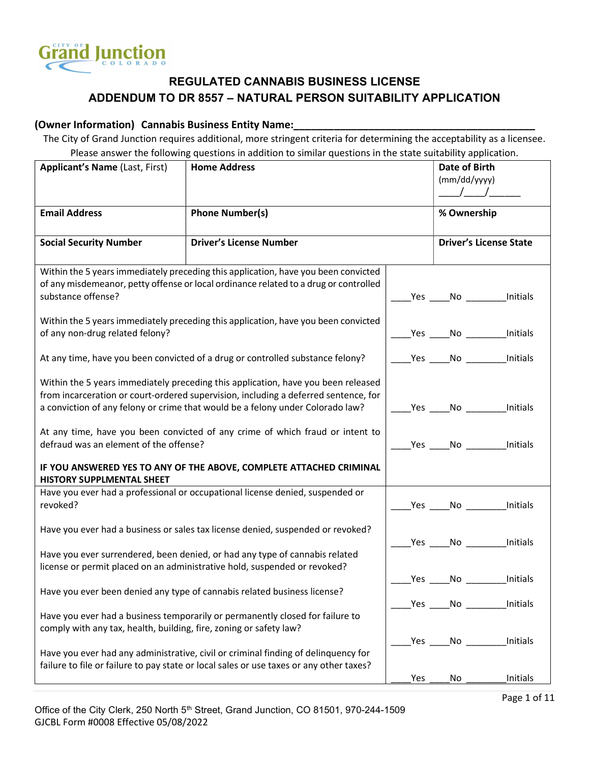City of Grand Junction, Colorado

# REGULATED CANNABIS BUSINESS LICENSE
## ADDENDUM TO DR 8557 – NATURAL PERSON SUITABILITY APPLICATION

**(Owner Information) Cannabis Business Entity Name:**\_\_\_\_\_\_\_\_\_\_\_\_\_\_\_\_\_\_\_\_\_\_\_\_\_\_\_\_\_\_\_\_\_\_\_\_\_\_\_\_\_\_\_\_

The City of Grand Junction requires additional, more stringent criteria for determining the acceptability as a licensee. Please answer the following questions in addition to similar questions in the state suitability application.

| **Applicant's Name** (Last, First) | **Home Address** | **Date of Birth** (mm/dd/yyyy) \_\_\_\_/\_\_\_\_/\_\_\_\_\_\_ |
|---|---|---|
| **Email Address** | **Phone Number(s)** | **% Ownership** |
| **Social Security Number** | **Driver's License Number** | **Driver's License State** |

| Question | Response |
|---|---|
| Within the 5 years immediately preceding this application, have you been convicted of any misdemeanor, petty offense or local ordinance related to a drug or controlled substance offense? | \_\_\_\_Yes \_\_\_\_No \_\_\_\_\_\_\_\_Initials |
| Within the 5 years immediately preceding this application, have you been convicted of any non-drug related felony? | \_\_\_\_Yes \_\_\_\_No \_\_\_\_\_\_\_\_Initials |
| At any time, have you been convicted of a drug or controlled substance felony? | \_\_\_\_Yes \_\_\_\_No \_\_\_\_\_\_\_\_Initials |
| Within the 5 years immediately preceding this application, have you been released from incarceration or court-ordered supervision, including a deferred sentence, for a conviction of any felony or crime that would be a felony under Colorado law? | \_\_\_\_Yes \_\_\_\_No \_\_\_\_\_\_\_\_Initials |
| At any time, have you been convicted of any crime of which fraud or intent to defraud was an element of the offense? | \_\_\_\_Yes \_\_\_\_No \_\_\_\_\_\_\_\_Initials |
| **IF YOU ANSWERED YES TO ANY OF THE ABOVE, COMPLETE ATTACHED CRIMINAL HISTORY SUPPLMENTAL SHEET** | |
| Have you ever had a professional or occupational license denied, suspended or revoked? | \_\_\_\_Yes \_\_\_\_No \_\_\_\_\_\_\_\_Initials |
| Have you ever had a business or sales tax license denied, suspended or revoked? | \_\_\_\_Yes \_\_\_\_No \_\_\_\_\_\_\_\_Initials |
| Have you ever surrendered, been denied, or had any type of cannabis related license or permit placed on an administrative hold, suspended or revoked? | \_\_\_\_Yes \_\_\_\_No \_\_\_\_\_\_\_\_Initials |
| Have you ever been denied any type of cannabis related business license? | \_\_\_\_Yes \_\_\_\_No \_\_\_\_\_\_\_\_Initials |
| Have you ever had a business temporarily or permanently closed for failure to comply with any tax, health, building, fire, zoning or safety law? | \_\_\_\_Yes \_\_\_\_No \_\_\_\_\_\_\_\_Initials |
| Have you ever had any administrative, civil or criminal finding of delinquency for failure to file or failure to pay state or local sales or use taxes or any other taxes? | \_\_\_\_Yes \_\_\_\_No \_\_\_\_\_\_\_\_Initials |

Office of the City Clerk, 250 North 5th Street, Grand Junction, CO 81501, 970-244-1509
GJCBL Form #0008 Effective 05/08/2022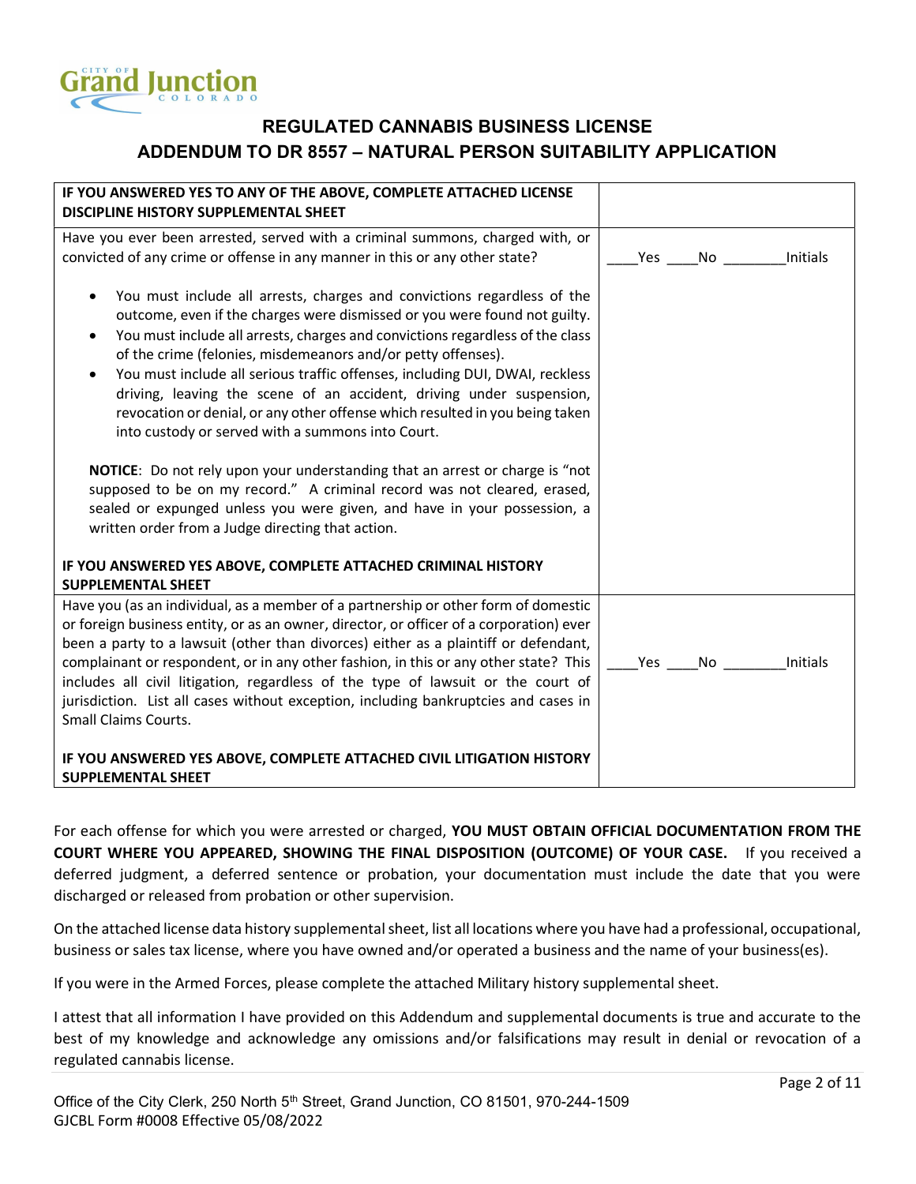Grand Junction
COLORADO

## REGULATED CANNABIS BUSINESS LICENSE

## ADDENDUM TO DR 8557 – NATURAL PERSON SUITABILITY APPLICATION

| | |
|---|---|
| **IF YOU ANSWERED YES TO ANY OF THE ABOVE, COMPLETE ATTACHED LICENSE DISCIPLINE HISTORY SUPPLEMENTAL SHEET** | |
| Have you ever been arrested, served with a criminal summons, charged with, or convicted of any crime or offense in any manner in this or any other state?<br><br>• You must include all arrests, charges and convictions regardless of the outcome, even if the charges were dismissed or you were found not guilty.<br>• You must include all arrests, charges and convictions regardless of the class of the crime (felonies, misdemeanors and/or petty offenses).<br>• You must include all serious traffic offenses, including DUI, DWAI, reckless driving, leaving the scene of an accident, driving under suspension, revocation or denial, or any other offense which resulted in you being taken into custody or served with a summons into Court.<br><br>**NOTICE**: Do not rely upon your understanding that an arrest or charge is "not supposed to be on my record." A criminal record was not cleared, erased, sealed or expunged unless you were given, and have in your possession, a written order from a Judge directing that action.<br><br>**IF YOU ANSWERED YES ABOVE, COMPLETE ATTACHED CRIMINAL HISTORY SUPPLEMENTAL SHEET** | ____Yes ____No ________Initials |
| Have you (as an individual, as a member of a partnership or other form of domestic or foreign business entity, or as an owner, director, or officer of a corporation) ever been a party to a lawsuit (other than divorces) either as a plaintiff or defendant, complainant or respondent, or in any other fashion, in this or any other state? This includes all civil litigation, regardless of the type of lawsuit or the court of jurisdiction. List all cases without exception, including bankruptcies and cases in Small Claims Courts.<br><br>**IF YOU ANSWERED YES ABOVE, COMPLETE ATTACHED CIVIL LITIGATION HISTORY SUPPLEMENTAL SHEET** | ____Yes ____No ________Initials |

For each offense for which you were arrested or charged, **YOU MUST OBTAIN OFFICIAL DOCUMENTATION FROM THE COURT WHERE YOU APPEARED, SHOWING THE FINAL DISPOSITION (OUTCOME) OF YOUR CASE.** If you received a deferred judgment, a deferred sentence or probation, your documentation must include the date that you were discharged or released from probation or other supervision.

On the attached license data history supplemental sheet, list all locations where you have had a professional, occupational, business or sales tax license, where you have owned and/or operated a business and the name of your business(es).

If you were in the Armed Forces, please complete the attached Military history supplemental sheet.

I attest that all information I have provided on this Addendum and supplemental documents is true and accurate to the best of my knowledge and acknowledge any omissions and/or falsifications may result in denial or revocation of a regulated cannabis license.

Office of the City Clerk, 250 North 5th Street, Grand Junction, CO 81501, 970-244-1509
GJCBL Form #0008 Effective 05/08/2022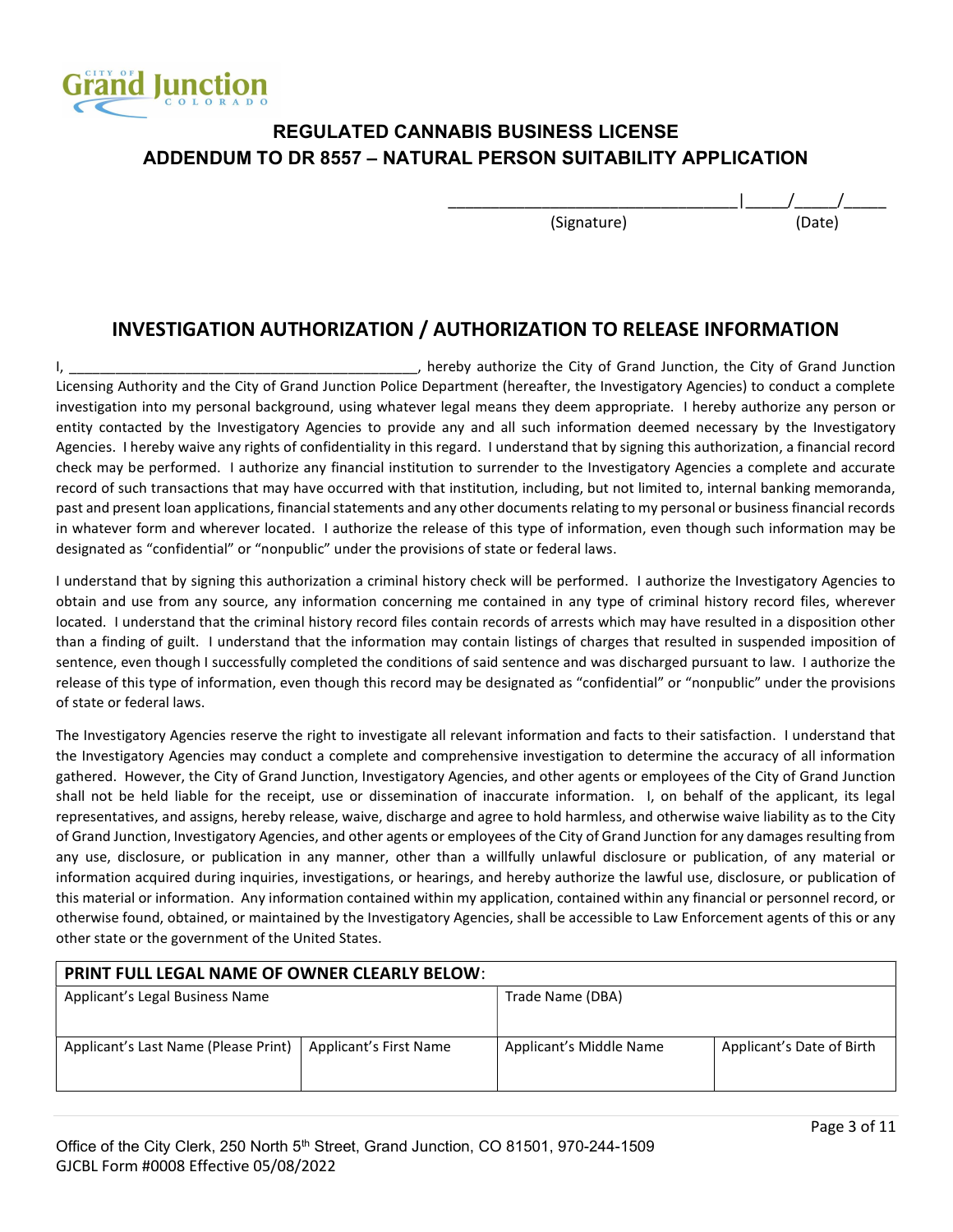## REGULATED CANNABIS BUSINESS LICENSE
## ADDENDUM TO DR 8557 – NATURAL PERSON SUITABILITY APPLICATION

_________________________________|_____/_____/_____
(Signature) (Date)

## INVESTIGATION AUTHORIZATION / AUTHORIZATION TO RELEASE INFORMATION

I, _____________________________________________, hereby authorize the City of Grand Junction, the City of Grand Junction Licensing Authority and the City of Grand Junction Police Department (hereafter, the Investigatory Agencies) to conduct a complete investigation into my personal background, using whatever legal means they deem appropriate. I hereby authorize any person or entity contacted by the Investigatory Agencies to provide any and all such information deemed necessary by the Investigatory Agencies. I hereby waive any rights of confidentiality in this regard. I understand that by signing this authorization, a financial record check may be performed. I authorize any financial institution to surrender to the Investigatory Agencies a complete and accurate record of such transactions that may have occurred with that institution, including, but not limited to, internal banking memoranda, past and present loan applications, financial statements and any other documents relating to my personal or business financial records in whatever form and wherever located. I authorize the release of this type of information, even though such information may be designated as "confidential" or "nonpublic" under the provisions of state or federal laws.

I understand that by signing this authorization a criminal history check will be performed. I authorize the Investigatory Agencies to obtain and use from any source, any information concerning me contained in any type of criminal history record files, wherever located. I understand that the criminal history record files contain records of arrests which may have resulted in a disposition other than a finding of guilt. I understand that the information may contain listings of charges that resulted in suspended imposition of sentence, even though I successfully completed the conditions of said sentence and was discharged pursuant to law. I authorize the release of this type of information, even though this record may be designated as "confidential" or "nonpublic" under the provisions of state or federal laws.

The Investigatory Agencies reserve the right to investigate all relevant information and facts to their satisfaction. I understand that the Investigatory Agencies may conduct a complete and comprehensive investigation to determine the accuracy of all information gathered. However, the City of Grand Junction, Investigatory Agencies, and other agents or employees of the City of Grand Junction shall not be held liable for the receipt, use or dissemination of inaccurate information. I, on behalf of the applicant, its legal representatives, and assigns, hereby release, waive, discharge and agree to hold harmless, and otherwise waive liability as to the City of Grand Junction, Investigatory Agencies, and other agents or employees of the City of Grand Junction for any damages resulting from any use, disclosure, or publication in any manner, other than a willfully unlawful disclosure or publication, of any material or information acquired during inquiries, investigations, or hearings, and hereby authorize the lawful use, disclosure, or publication of this material or information. Any information contained within my application, contained within any financial or personnel record, or otherwise found, obtained, or maintained by the Investigatory Agencies, shall be accessible to Law Enforcement agents of this or any other state or the government of the United States.

| **PRINT FULL LEGAL NAME OF OWNER CLEARLY BELOW**: | | | |
|---|---|---|---|
| Applicant's Legal Business Name | | Trade Name (DBA) | |
| Applicant's Last Name (Please Print) | Applicant's First Name | Applicant's Middle Name | Applicant's Date of Birth |

Office of the City Clerk, 250 North 5th Street, Grand Junction, CO 81501, 970-244-1509
GJCBL Form #0008 Effective 05/08/2022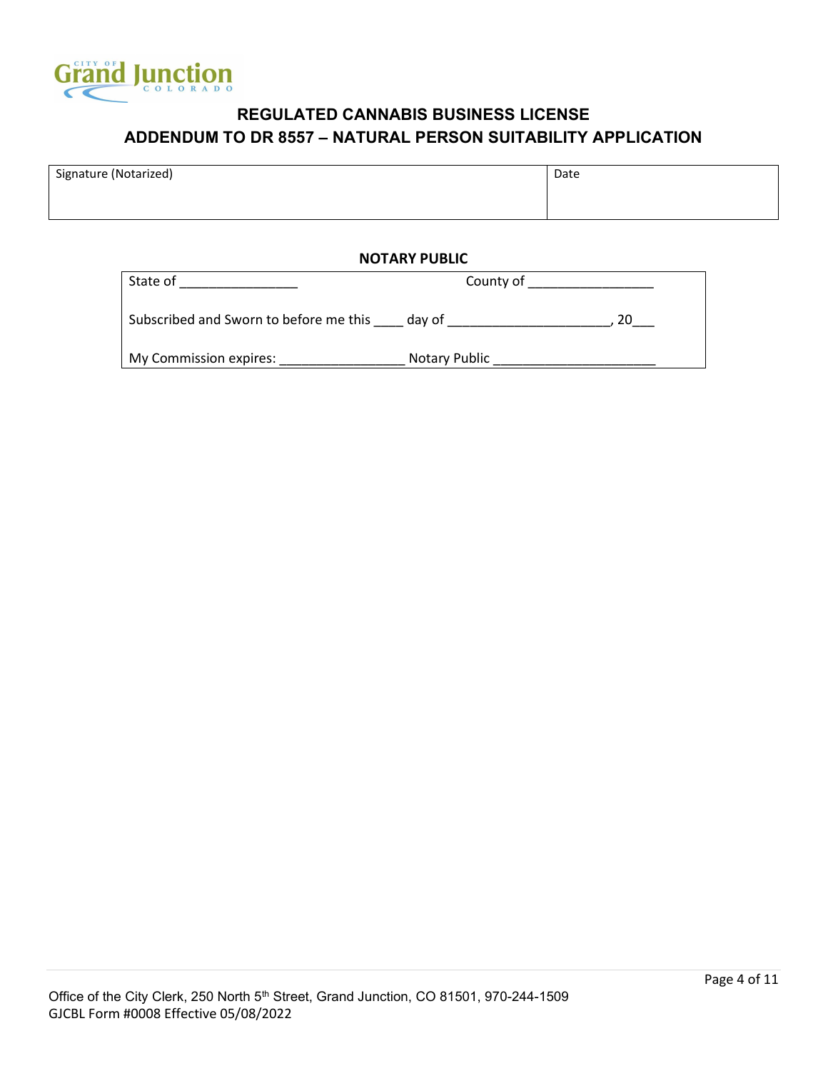## REGULATED CANNABIS BUSINESS LICENSE
## ADDENDUM TO DR 8557 – NATURAL PERSON SUITABILITY APPLICATION

| Signature (Notarized) | Date |
| --- | --- |
| | |

**NOTARY PUBLIC**

State of ________________ County of _________________

Subscribed and Sworn to before me this ____ day of ______________________, 20___

My Commission expires: _________________ Notary Public _______________________

Office of the City Clerk, 250 North 5th Street, Grand Junction, CO 81501, 970-244-1509
GJCBL Form #0008 Effective 05/08/2022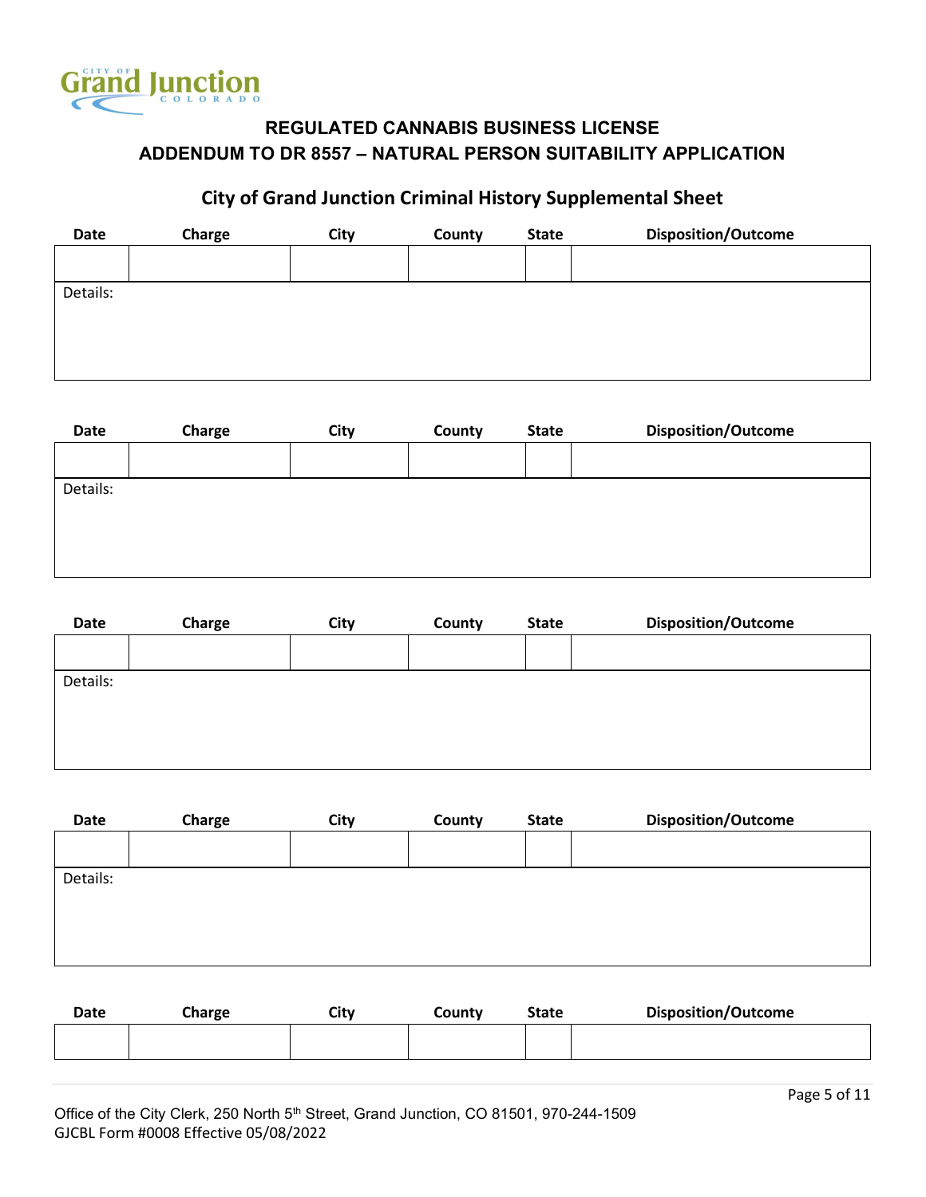Grand Junction
COLORADO

**REGULATED CANNABIS BUSINESS LICENSE**
**ADDENDUM TO DR 8557 – NATURAL PERSON SUITABILITY APPLICATION**

## City of Grand Junction Criminal History Supplemental Sheet

| Date | Charge | City | County | State | Disposition/Outcome |
|---|---|---|---|---|---|
| | | | | | |
| Details: | | | | | |

| Date | Charge | City | County | State | Disposition/Outcome |
|---|---|---|---|---|---|
| | | | | | |
| Details: | | | | | |

| Date | Charge | City | County | State | Disposition/Outcome |
|---|---|---|---|---|---|
| | | | | | |
| Details: | | | | | |

| Date | Charge | City | County | State | Disposition/Outcome |
|---|---|---|---|---|---|
| | | | | | |
| Details: | | | | | |

| Date | Charge | City | County | State | Disposition/Outcome |
|---|---|---|---|---|---|
| | | | | | |

Office of the City Clerk, 250 North 5th Street, Grand Junction, CO 81501, 970-244-1509
GJCBL Form #0008 Effective 05/08/2022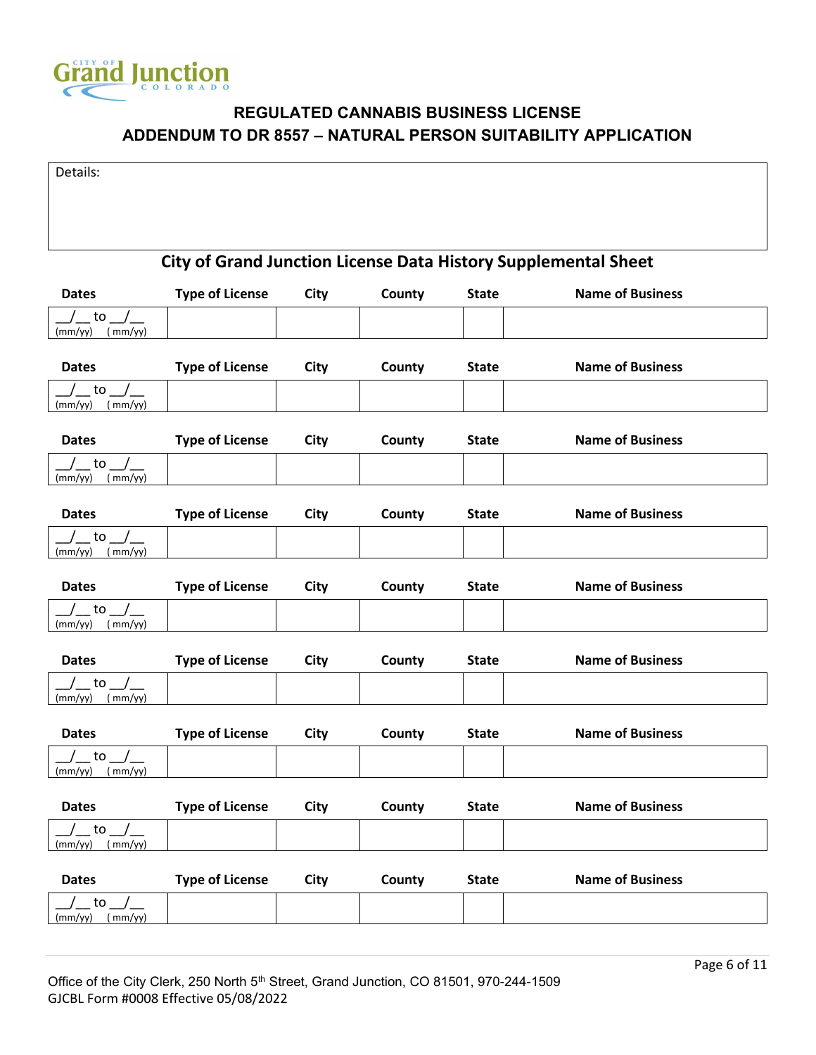**REGULATED CANNABIS BUSINESS LICENSE**

**ADDENDUM TO DR 8557 – NATURAL PERSON SUITABILITY APPLICATION**

| Details: |
|---|
| |

## City of Grand Junction License Data History Supplemental Sheet

| Dates | Type of License | City | County | State | Name of Business |
|---|---|---|---|---|---|
| __/__ to __/__ (mm/yy) (mm/yy) | | | | | |

| Dates | Type of License | City | County | State | Name of Business |
|---|---|---|---|---|---|
| __/__ to __/__ (mm/yy) (mm/yy) | | | | | |

| Dates | Type of License | City | County | State | Name of Business |
|---|---|---|---|---|---|
| __/__ to __/__ (mm/yy) (mm/yy) | | | | | |

| Dates | Type of License | City | County | State | Name of Business |
|---|---|---|---|---|---|
| __/__ to __/__ (mm/yy) (mm/yy) | | | | | |

| Dates | Type of License | City | County | State | Name of Business |
|---|---|---|---|---|---|
| __/__ to __/__ (mm/yy) (mm/yy) | | | | | |

| Dates | Type of License | City | County | State | Name of Business |
|---|---|---|---|---|---|
| __/__ to __/__ (mm/yy) (mm/yy) | | | | | |

| Dates | Type of License | City | County | State | Name of Business |
|---|---|---|---|---|---|
| __/__ to __/__ (mm/yy) (mm/yy) | | | | | |

| Dates | Type of License | City | County | State | Name of Business |
|---|---|---|---|---|---|
| __/__ to __/__ (mm/yy) (mm/yy) | | | | | |

| Dates | Type of License | City | County | State | Name of Business |
|---|---|---|---|---|---|
| __/__ to __/__ (mm/yy) (mm/yy) | | | | | |

Office of the City Clerk, 250 North 5th Street, Grand Junction, CO 81501, 970-244-1509
GJCBL Form #0008 Effective 05/08/2022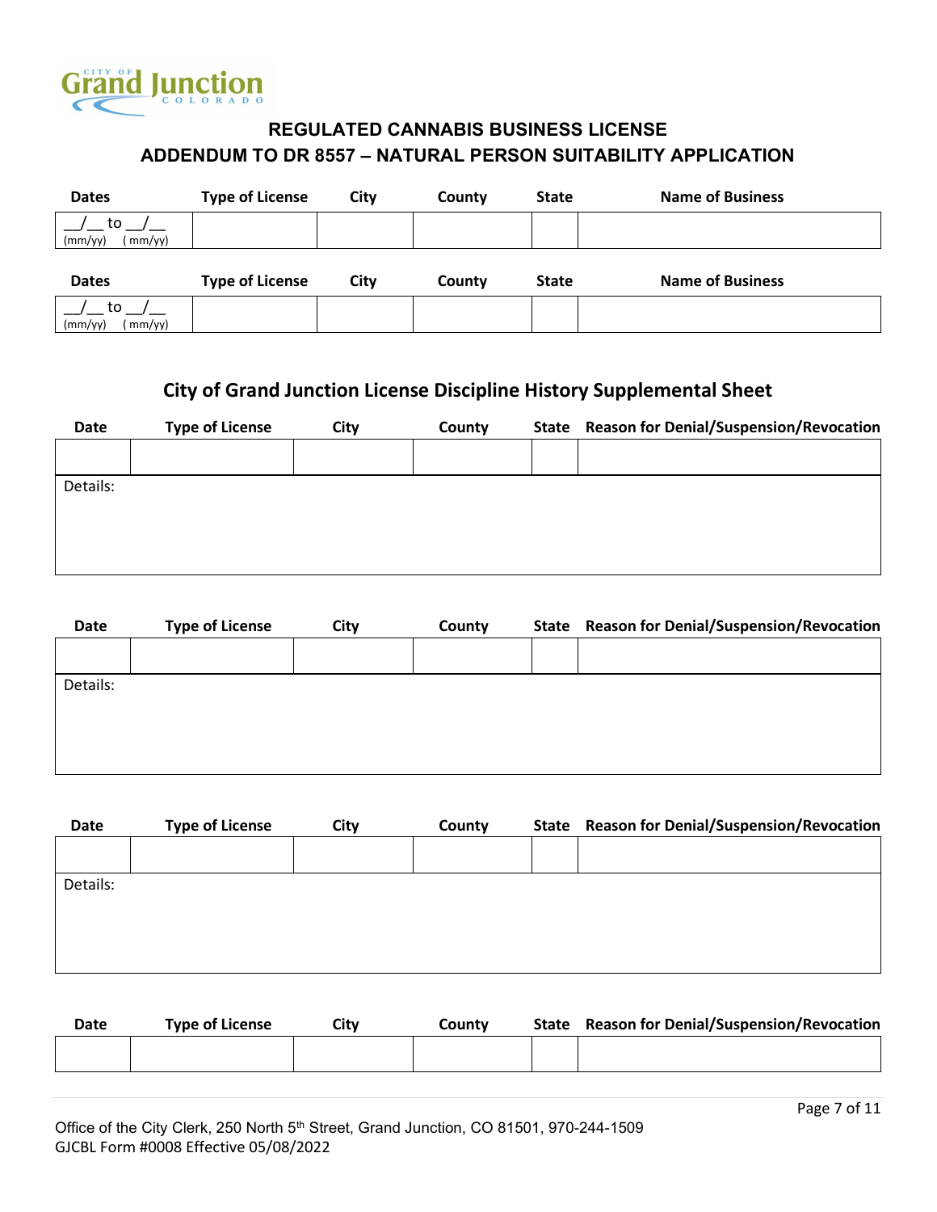## REGULATED CANNABIS BUSINESS LICENSE
## ADDENDUM TO DR 8557 – NATURAL PERSON SUITABILITY APPLICATION

| Dates | Type of License | City | County | State | Name of Business |
|---|---|---|---|---|---|
| __/__ to __/__ (mm/yy) (mm/yy) | | | | | |

| Dates | Type of License | City | County | State | Name of Business |
|---|---|---|---|---|---|
| __/__ to __/__ (mm/yy) (mm/yy) | | | | | |

## City of Grand Junction License Discipline History Supplemental Sheet

| Date | Type of License | City | County | State | Reason for Denial/Suspension/Revocation |
|---|---|---|---|---|---|
| | | | | | |
| Details: | | | | | |

| Date | Type of License | City | County | State | Reason for Denial/Suspension/Revocation |
|---|---|---|---|---|---|
| | | | | | |
| Details: | | | | | |

| Date | Type of License | City | County | State | Reason for Denial/Suspension/Revocation |
|---|---|---|---|---|---|
| | | | | | |
| Details: | | | | | |

| Date | Type of License | City | County | State | Reason for Denial/Suspension/Revocation |
|---|---|---|---|---|---|
| | | | | | |

Office of the City Clerk, 250 North 5th Street, Grand Junction, CO 81501, 970-244-1509
GJCBL Form #0008 Effective 05/08/2022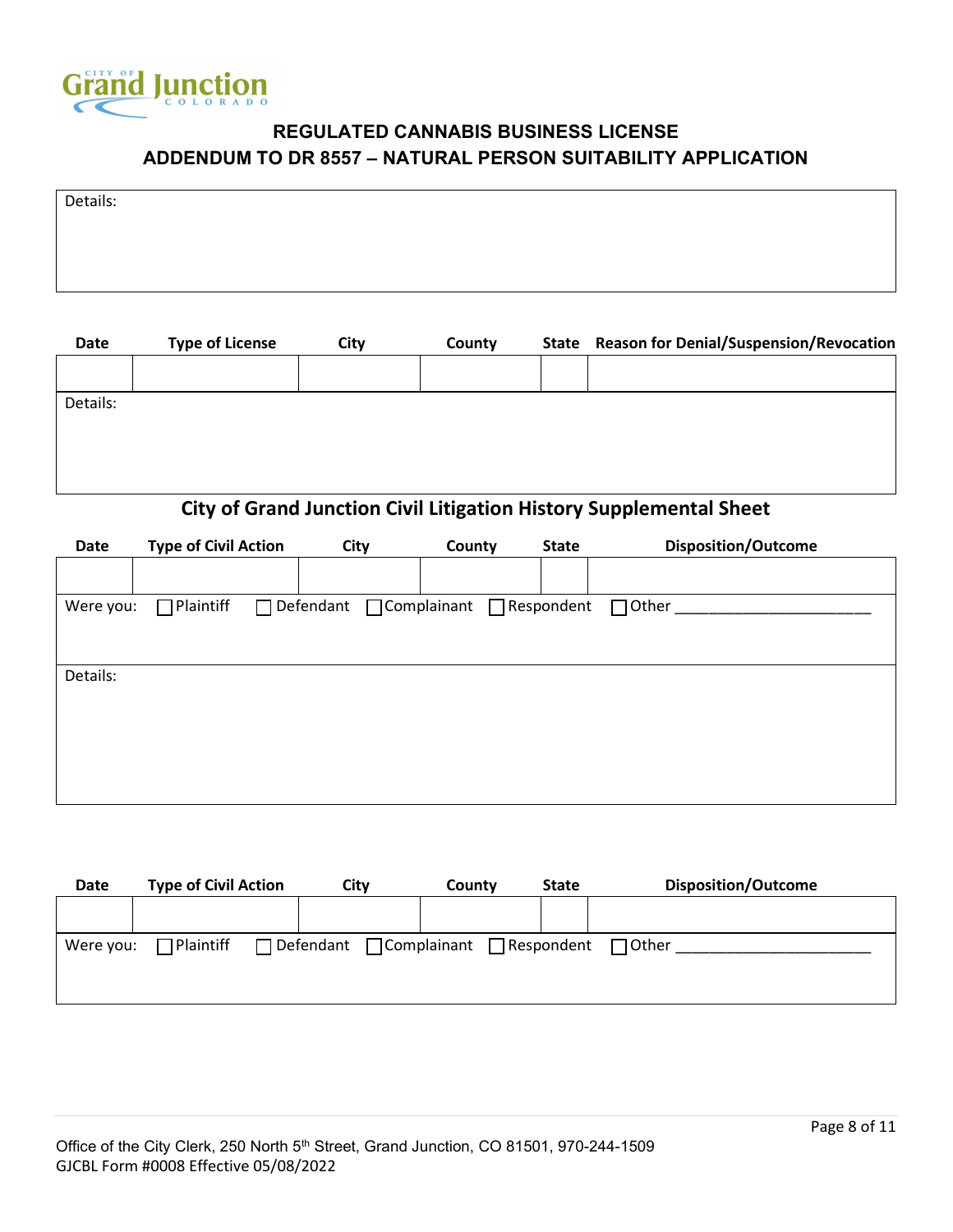# REGULATED CANNABIS BUSINESS LICENSE

## ADDENDUM TO DR 8557 – NATURAL PERSON SUITABILITY APPLICATION

| Details: |
|---|
| |

| Date | Type of License | City | County | State | Reason for Denial/Suspension/Revocation |
|---|---|---|---|---|---|
| | | | | | |
| Details: | | | | | |

## City of Grand Junction Civil Litigation History Supplemental Sheet

| Date | Type of Civil Action | City | County | State | Disposition/Outcome |
|---|---|---|---|---|---|
| | | | | | |
| Were you: ☐ Plaintiff ☐ Defendant ☐ Complainant ☐ Respondent ☐ Other ______________________ | | | | | |
| Details: | | | | | |

| Date | Type of Civil Action | City | County | State | Disposition/Outcome |
|---|---|---|---|---|---|
| | | | | | |
| Were you: ☐ Plaintiff ☐ Defendant ☐ Complainant ☐ Respondent ☐ Other ______________________ | | | | | |

Office of the City Clerk, 250 North 5th Street, Grand Junction, CO 81501, 970-244-1509
GJCBL Form #0008 Effective 05/08/2022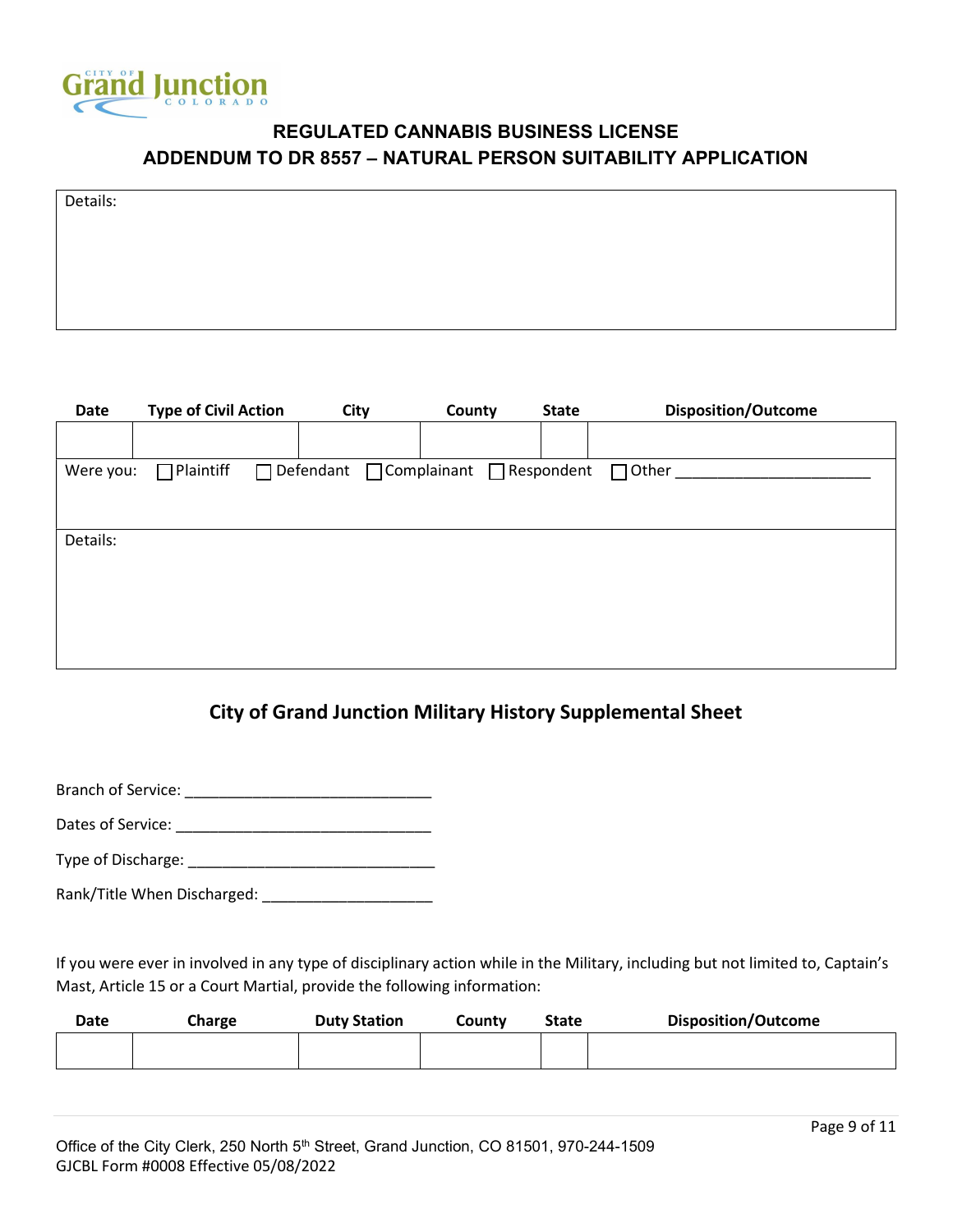**REGULATED CANNABIS BUSINESS LICENSE**
**ADDENDUM TO DR 8557 – NATURAL PERSON SUITABILITY APPLICATION**

Details:

| Date | Type of Civil Action | City | County | State | Disposition/Outcome |
|---|---|---|---|---|---|
| | | | | | |

Were you: ☐ Plaintiff ☐ Defendant ☐ Complainant ☐ Respondent ☐ Other ______________________

Details:

## City of Grand Junction Military History Supplemental Sheet

Branch of Service: ____________________________

Dates of Service: _____________________________

Type of Discharge: ____________________________

Rank/Title When Discharged: ___________________

If you were ever in involved in any type of disciplinary action while in the Military, including but not limited to, Captain's Mast, Article 15 or a Court Martial, provide the following information:

| Date | Charge | Duty Station | County | State | Disposition/Outcome |
|---|---|---|---|---|---|
| | | | | | |

Office of the City Clerk, 250 North 5th Street, Grand Junction, CO 81501, 970-244-1509
GJCBL Form #0008 Effective 05/08/2022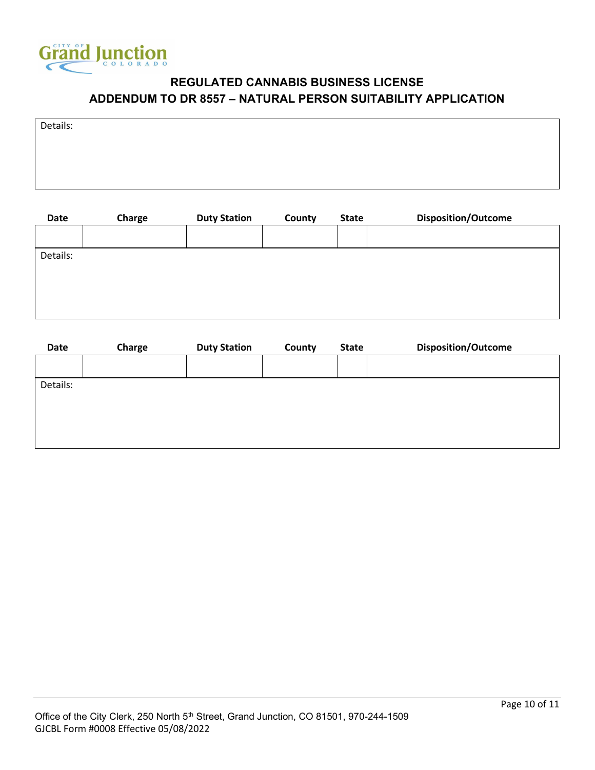## REGULATED CANNABIS BUSINESS LICENSE

## ADDENDUM TO DR 8557 – NATURAL PERSON SUITABILITY APPLICATION

Details:

| Date | Charge | Duty Station | County | State | Disposition/Outcome |
|---|---|---|---|---|---|
| | | | | | |

Details:

| Date | Charge | Duty Station | County | State | Disposition/Outcome |
|---|---|---|---|---|---|
| | | | | | |

Details:

Office of the City Clerk, 250 North 5th Street, Grand Junction, CO 81501, 970-244-1509
GJCBL Form #0008 Effective 05/08/2022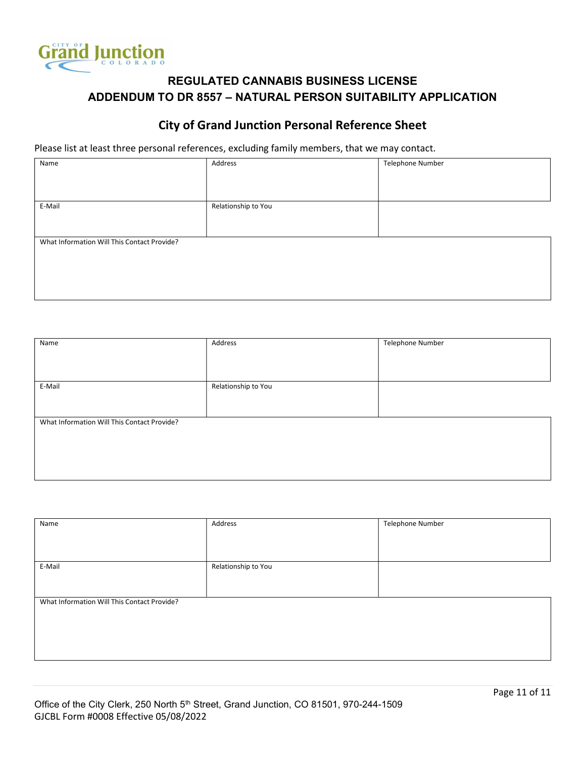**REGULATED CANNABIS BUSINESS LICENSE**
**ADDENDUM TO DR 8557 – NATURAL PERSON SUITABILITY APPLICATION**

## City of Grand Junction Personal Reference Sheet

Please list at least three personal references, excluding family members, that we may contact.

| Name | Address | Telephone Number |
| --- | --- | --- |
| E-Mail | Relationship to You | |
| What Information Will This Contact Provide? | | |

| Name | Address | Telephone Number |
| --- | --- | --- |
| E-Mail | Relationship to You | |
| What Information Will This Contact Provide? | | |

| Name | Address | Telephone Number |
| --- | --- | --- |
| E-Mail | Relationship to You | |
| What Information Will This Contact Provide? | | |

Office of the City Clerk, 250 North 5th Street, Grand Junction, CO 81501, 970-244-1509
GJCBL Form #0008 Effective 05/08/2022